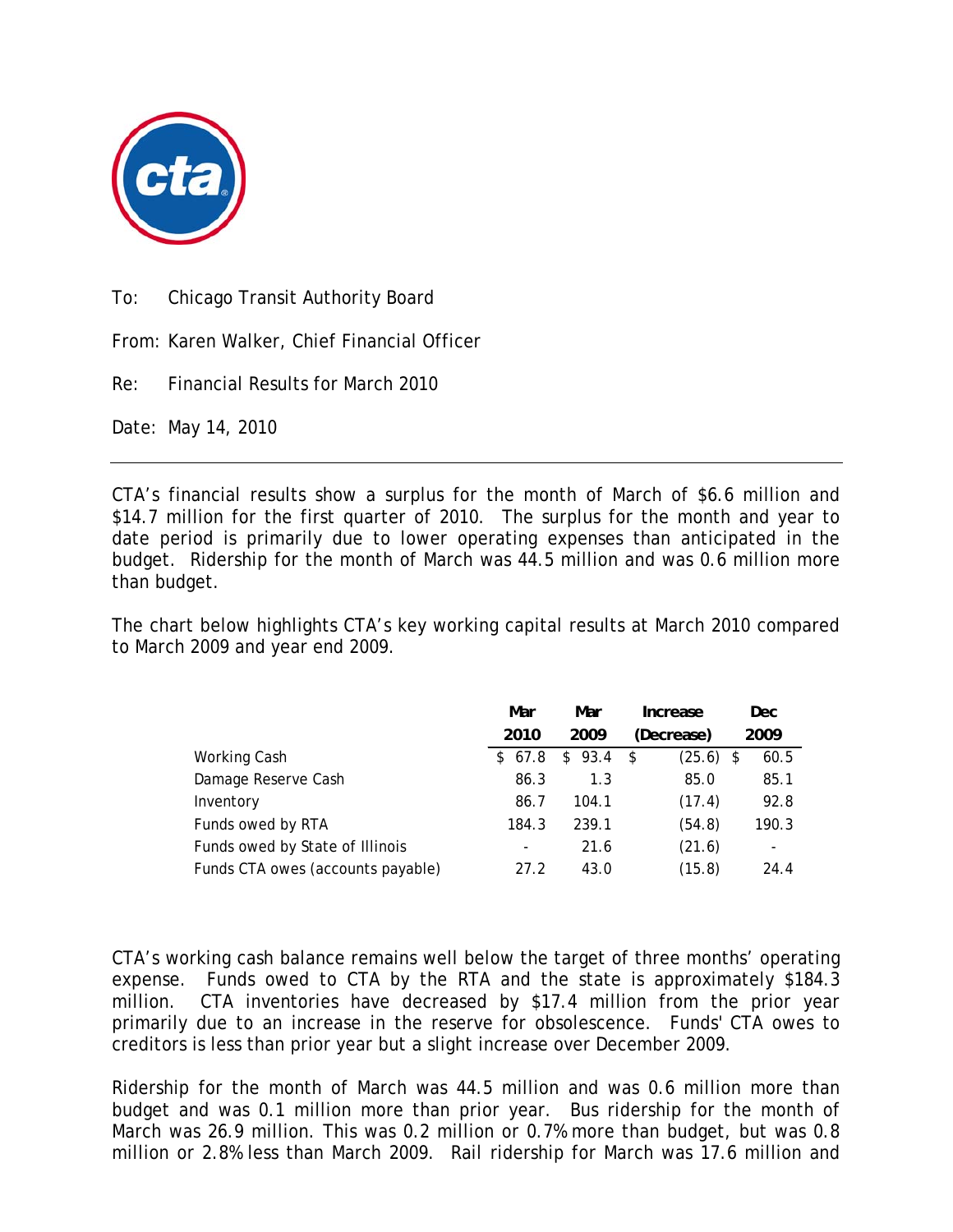To: Chicago Transit Authority Board

From: Karen Walker, Chief Financial Officer

Re: Financial Results for March 2010

Date: May 14, 2010

---

CTA's financial results show a surplus for the month of March of $6.6 million and $14.7 million for the first quarter of 2010. The surplus for the month and year to date period is primarily due to lower operating expenses than anticipated in the budget. Ridership for the month of March was 44.5 million and was 0.6 million more than budget.

The chart below highlights CTA's key working capital results at March 2010 compared to March 2009 and year end 2009.

| | Mar 2010 | Mar 2009 | Increase (Decrease) | Dec 2009 |
|---|---|---|---|---|
| Working Cash | $ 67.8 | $ 93.4 | $ (25.6) | $ 60.5 |
| Damage Reserve Cash | 86.3 | 1.3 | 85.0 | 85.1 |
| Inventory | 86.7 | 104.1 | (17.4) | 92.8 |
| Funds owed by RTA | 184.3 | 239.1 | (54.8) | 190.3 |
| Funds owed by State of Illinois | - | 21.6 | (21.6) | - |
| Funds CTA owes (accounts payable) | 27.2 | 43.0 | (15.8) | 24.4 |

CTA's working cash balance remains well below the target of three months' operating expense. Funds owed to CTA by the RTA and the state is approximately $184.3 million. CTA inventories have decreased by $17.4 million from the prior year primarily due to an increase in the reserve for obsolescence. Funds' CTA owes to creditors is less than prior year but a slight increase over December 2009.

Ridership for the month of March was 44.5 million and was 0.6 million more than budget and was 0.1 million more than prior year. Bus ridership for the month of March was 26.9 million. This was 0.2 million or 0.7% more than budget, but was 0.8 million or 2.8% less than March 2009. Rail ridership for March was 17.6 million and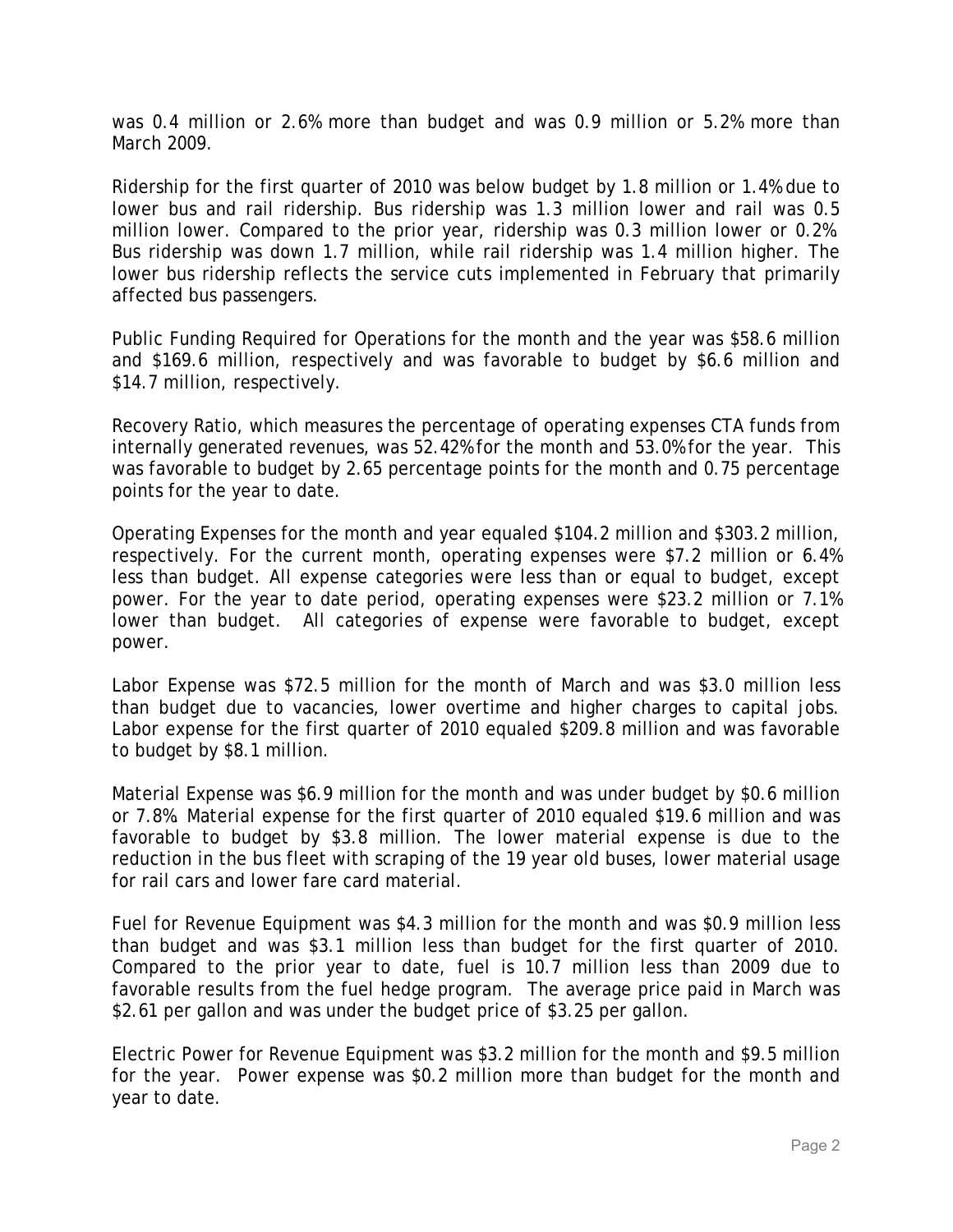was 0.4 million or 2.6% more than budget and was 0.9 million or 5.2% more than March 2009.

Ridership for the first quarter of 2010 was below budget by 1.8 million or 1.4% due to lower bus and rail ridership. Bus ridership was 1.3 million lower and rail was 0.5 million lower. Compared to the prior year, ridership was 0.3 million lower or 0.2%. Bus ridership was down 1.7 million, while rail ridership was 1.4 million higher. The lower bus ridership reflects the service cuts implemented in February that primarily affected bus passengers.

Public Funding Required for Operations for the month and the year was $58.6 million and $169.6 million, respectively and was favorable to budget by $6.6 million and $14.7 million, respectively.

Recovery Ratio, which measures the percentage of operating expenses CTA funds from internally generated revenues, was 52.42% for the month and 53.0% for the year. This was favorable to budget by 2.65 percentage points for the month and 0.75 percentage points for the year to date.

Operating Expenses for the month and year equaled $104.2 million and $303.2 million, respectively. For the current month, operating expenses were $7.2 million or 6.4% less than budget. All expense categories were less than or equal to budget, except power. For the year to date period, operating expenses were $23.2 million or 7.1% lower than budget. All categories of expense were favorable to budget, except power.

Labor Expense was $72.5 million for the month of March and was $3.0 million less than budget due to vacancies, lower overtime and higher charges to capital jobs. Labor expense for the first quarter of 2010 equaled $209.8 million and was favorable to budget by $8.1 million.

Material Expense was $6.9 million for the month and was under budget by $0.6 million or 7.8%. Material expense for the first quarter of 2010 equaled $19.6 million and was favorable to budget by $3.8 million. The lower material expense is due to the reduction in the bus fleet with scraping of the 19 year old buses, lower material usage for rail cars and lower fare card material.

Fuel for Revenue Equipment was $4.3 million for the month and was $0.9 million less than budget and was $3.1 million less than budget for the first quarter of 2010. Compared to the prior year to date, fuel is 10.7 million less than 2009 due to favorable results from the fuel hedge program. The average price paid in March was $2.61 per gallon and was under the budget price of $3.25 per gallon.

Electric Power for Revenue Equipment was $3.2 million for the month and $9.5 million for the year. Power expense was $0.2 million more than budget for the month and year to date.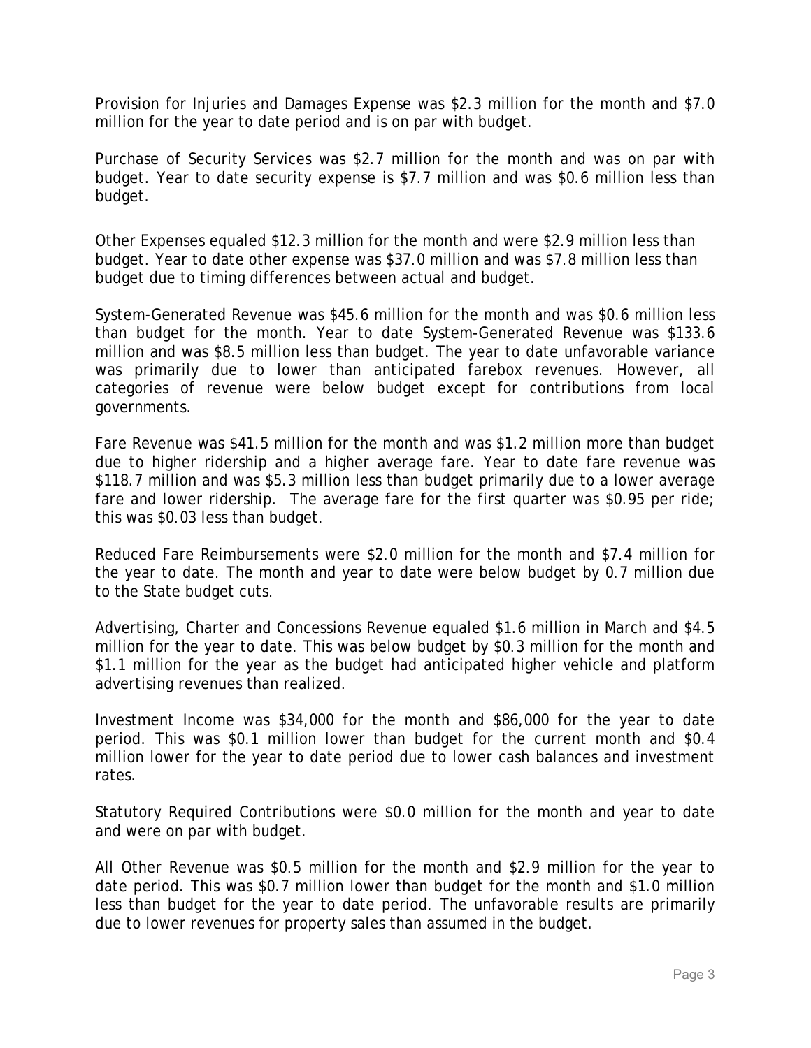Provision for Injuries and Damages Expense was $2.3 million for the month and $7.0 million for the year to date period and is on par with budget.

Purchase of Security Services was $2.7 million for the month and was on par with budget. Year to date security expense is $7.7 million and was $0.6 million less than budget.

Other Expenses equaled $12.3 million for the month and were $2.9 million less than budget. Year to date other expense was $37.0 million and was $7.8 million less than budget due to timing differences between actual and budget.

System-Generated Revenue was $45.6 million for the month and was $0.6 million less than budget for the month. Year to date System-Generated Revenue was $133.6 million and was $8.5 million less than budget. The year to date unfavorable variance was primarily due to lower than anticipated farebox revenues. However, all categories of revenue were below budget except for contributions from local governments.

Fare Revenue was $41.5 million for the month and was $1.2 million more than budget due to higher ridership and a higher average fare. Year to date fare revenue was $118.7 million and was $5.3 million less than budget primarily due to a lower average fare and lower ridership. The average fare for the first quarter was $0.95 per ride; this was $0.03 less than budget.

Reduced Fare Reimbursements were $2.0 million for the month and $7.4 million for the year to date. The month and year to date were below budget by 0.7 million due to the State budget cuts.

Advertising, Charter and Concessions Revenue equaled $1.6 million in March and $4.5 million for the year to date. This was below budget by $0.3 million for the month and $1.1 million for the year as the budget had anticipated higher vehicle and platform advertising revenues than realized.

Investment Income was $34,000 for the month and $86,000 for the year to date period. This was $0.1 million lower than budget for the current month and $0.4 million lower for the year to date period due to lower cash balances and investment rates.

Statutory Required Contributions were $0.0 million for the month and year to date and were on par with budget.

All Other Revenue was $0.5 million for the month and $2.9 million for the year to date period. This was $0.7 million lower than budget for the month and $1.0 million less than budget for the year to date period. The unfavorable results are primarily due to lower revenues for property sales than assumed in the budget.